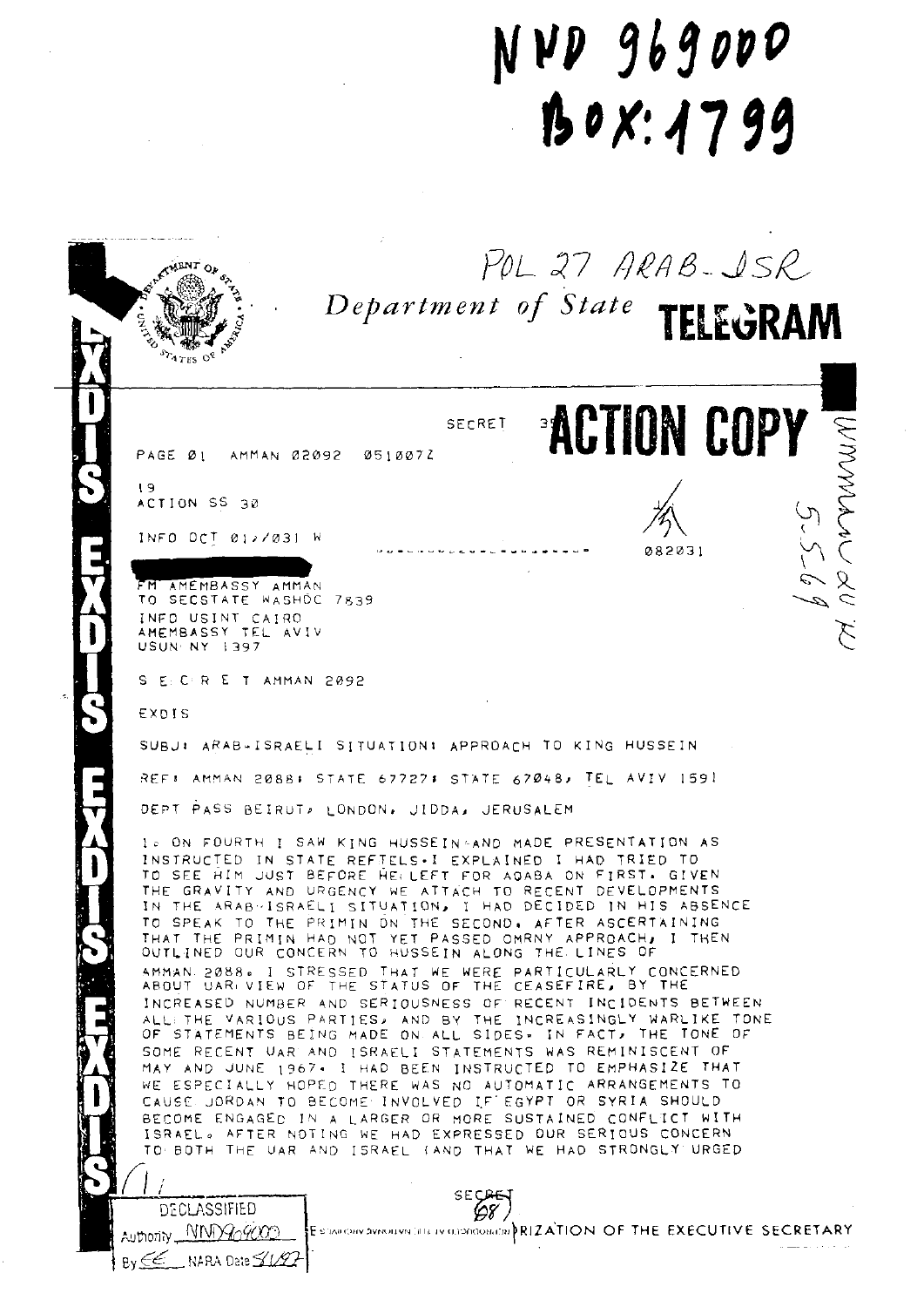NND 969000
Box: 1799

POL 27 ARAB-ISR

Department of State **TELEGRAM**

SECRET **ACTION COPY**

PAGE 01 AMMAN 02092 051007Z

19
ACTION SS 30

INFO OCT 01,/031 W

082031

FM AMEMBASSY AMMAN
TO SECSTATE WASHDC 7839
INFO USINT CAIRO
AMEMBASSY TEL AVIV
USUN NY 1397

S E C R E T AMMAN 2092

EXDIS

SUBJ: ARAB-ISRAELI SITUATION: APPROACH TO KING HUSSEIN

REF: AMMAN 2088; STATE 67727; STATE 67048, TEL AVIV 1591

DEPT PASS BEIRUT, LONDON, JIDDA, JERUSALEM

1. ON FOURTH I SAW KING HUSSEIN AND MADE PRESENTATION AS INSTRUCTED IN STATE REFTELS. I EXPLAINED I HAD TRIED TO TO SEE HIM JUST BEFORE HE LEFT FOR AQABA ON FIRST. GIVEN THE GRAVITY AND URGENCY WE ATTACH TO RECENT DEVELOPMENTS IN THE ARAB-ISRAELI SITUATION, I HAD DECIDED IN HIS ABSENCE TO SPEAK TO THE PRIMIN ON THE SECOND. AFTER ASCERTAINING THAT THE PRIMIN HAD NOT YET PASSED OMRNY APPROACH, I THEN OUTLINED OUR CONCERN TO HUSSEIN ALONG THE LINES OF AMMAN 2088. I STRESSED THAT WE WERE PARTICULARLY CONCERNED ABOUT UAR VIEW OF THE STATUS OF THE CEASEFIRE, BY THE INCREASED NUMBER AND SERIOUSNESS OF RECENT INCIDENTS BETWEEN ALL THE VARIOUS PARTIES, AND BY THE INCREASINGLY WARLIKE TONE OF STATEMENTS BEING MADE ON ALL SIDES. IN FACT, THE TONE OF SOME RECENT UAR AND ISRAELI STATEMENTS WAS REMINISCENT OF MAY AND JUNE 1967. I HAD BEEN INSTRUCTED TO EMPHASIZE THAT WE ESPECIALLY HOPED THERE WAS NO AUTOMATIC ARRANGEMENTS TO CAUSE JORDAN TO BECOME INVOLVED IF EGYPT OR SYRIA SHOULD BECOME ENGAGED IN A LARGER OR MORE SUSTAINED CONFLICT WITH ISRAEL. AFTER NOTING WE HAD EXPRESSED OUR SERIOUS CONCERN TO BOTH THE UAR AND ISRAEL (AND THAT WE HAD STRONGLY URGED

SECRET

...RIZATION OF THE EXECUTIVE SECRETARY

DECLASSIFIED
Authority NND969000
By EE NARA Date 5/1/97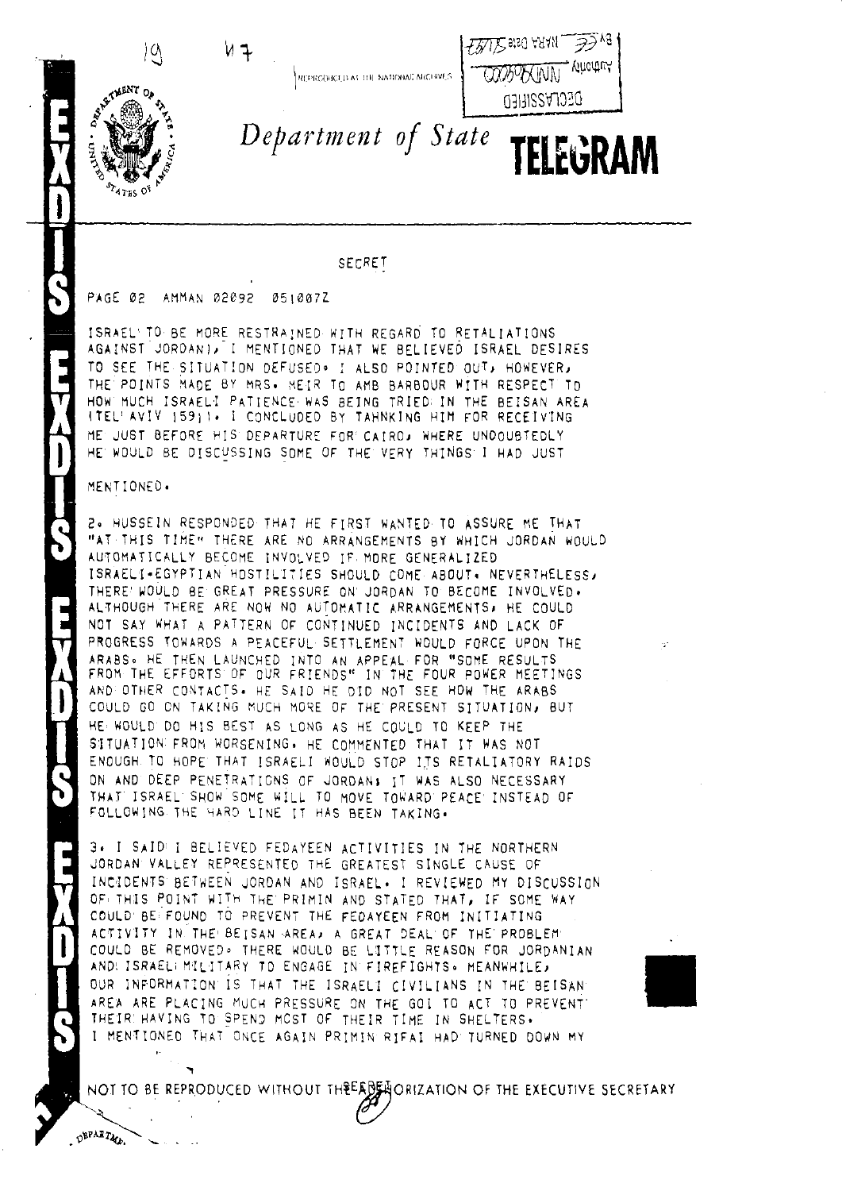# Department of State TELEGRAM

SECRET

PAGE 02 AMMAN 02092 051007Z

ISRAEL TO BE MORE RESTRAINED WITH REGARD TO RETALIATIONS AGAINST JORDAN), I MENTIONED THAT WE BELIEVED ISRAEL DESIRES TO SEE THE SITUATION DEFUSED. I ALSO POINTED OUT, HOWEVER, THE POINTS MADE BY MRS. MEIR TO AMB BARBOUR WITH RESPECT TO HOW MUCH ISRAELI PATIENCE WAS BEING TRIED IN THE BEISAN AREA (TEL AVIV 1591). I CONCLUDED BY TAHNKING HIM FOR RECEIVING ME JUST BEFORE HIS DEPARTURE FOR CAIRO, WHERE UNDOUBTEDLY HE WOULD BE DISCUSSING SOME OF THE VERY THINGS I HAD JUST MENTIONED.

2. HUSSEIN RESPONDED THAT HE FIRST WANTED TO ASSURE ME THAT "AT THIS TIME" THERE ARE NO ARRANGEMENTS BY WHICH JORDAN WOULD AUTOMATICALLY BECOME INVOLVED IF MORE GENERALIZED ISRAELI-EGYPTIAN HOSTILITIES SHOULD COME ABOUT. NEVERTHELESS, THERE WOULD BE GREAT PRESSURE ON JORDAN TO BECOME INVOLVED. ALTHOUGH THERE ARE NOW NO AUTOMATIC ARRANGEMENTS, HE COULD NOT SAY WHAT A PATTERN OF CONTINUED INCIDENTS AND LACK OF PROGRESS TOWARDS A PEACEFUL SETTLEMENT WOULD FORCE UPON THE ARABS. HE THEN LAUNCHED INTO AN APPEAL FOR "SOME RESULTS FROM THE EFFORTS OF OUR FRIENDS" IN THE FOUR POWER MEETINGS AND OTHER CONTACTS. HE SAID HE DID NOT SEE HOW THE ARABS COULD GO ON TAKING MUCH MORE OF THE PRESENT SITUATION, BUT HE WOULD DO HIS BEST AS LONG AS HE COULD TO KEEP THE SITUATION FROM WORSENING. HE COMMENTED THAT IT WAS NOT ENOUGH TO HOPE THAT ISRAELI WOULD STOP ITS RETALIATORY RAIDS ON AND DEEP PENETRATIONS OF JORDAN; IT WAS ALSO NECESSARY THAT ISRAEL SHOW SOME WILL TO MOVE TOWARD PEACE INSTEAD OF FOLLOWING THE HARD LINE IT HAS BEEN TAKING.

3. I SAID I BELIEVED FEDAYEEN ACTIVITIES IN THE NORTHERN JORDAN VALLEY REPRESENTED THE GREATEST SINGLE CAUSE OF INCIDENTS BETWEEN JORDAN AND ISRAEL. I REVIEWED MY DISCUSSION OF THIS POINT WITH THE PRIMIN AND STATED THAT, IF SOME WAY COULD BE FOUND TO PREVENT THE FEDAYEEN FROM INITIATING ACTIVITY IN THE BEISAN AREA, A GREAT DEAL OF THE PROBLEM COULD BE REMOVED. THERE WOULD BE LITTLE REASON FOR JORDANIAN AND ISRAELI MILITARY TO ENGAGE IN FIREFIGHTS. MEANWHILE, OUR INFORMATION IS THAT THE ISRAELI CIVILIANS IN THE BEISAN AREA ARE PLACING MUCH PRESSURE ON THE GOI TO ACT TO PREVENT THEIR HAVING TO SPEND MOST OF THEIR TIME IN SHELTERS. I MENTIONED THAT ONCE AGAIN PRIMIN RIFAI HAD TURNED DOWN MY

NOT TO BE REPRODUCED WITHOUT THE AUTHORIZATION OF THE EXECUTIVE SECRETARY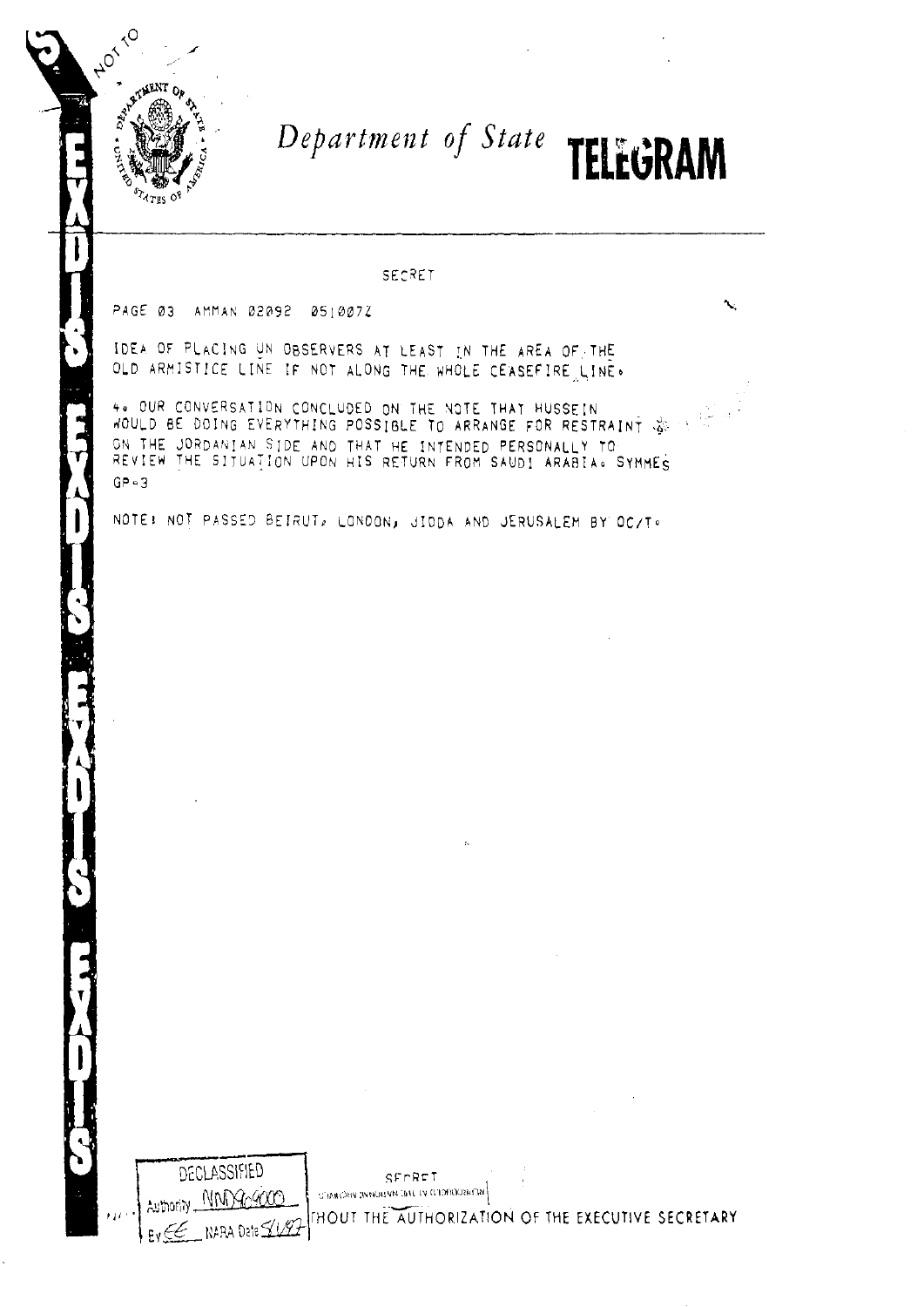Department of State **TELEGRAM**

SECRET

PAGE 03 AMMAN 02092 051007Z

IDEA OF PLACING UN OBSERVERS AT LEAST IN THE AREA OF THE OLD ARMISTICE LINE IF NOT ALONG THE WHOLE CEASEFIRE LINE.

4. OUR CONVERSATION CONCLUDED ON THE NOTE THAT HUSSEIN WOULD BE DOING EVERYTHING POSSIBLE TO ARRANGE FOR RESTRAINT ON THE JORDANIAN SIDE AND THAT HE INTENDED PERSONALLY TO REVIEW THE SITUATION UPON HIS RETURN FROM SAUDI ARABIA. SYMMES
GP-3

NOTE: NOT PASSED BEIRUT, LONDON, JIDDA AND JERUSALEM BY OC/T.

DECLASSIFIED
Authority NND969000
By EE NARA Date 5/1/97

SECRET

...THOUT THE AUTHORIZATION OF THE EXECUTIVE SECRETARY